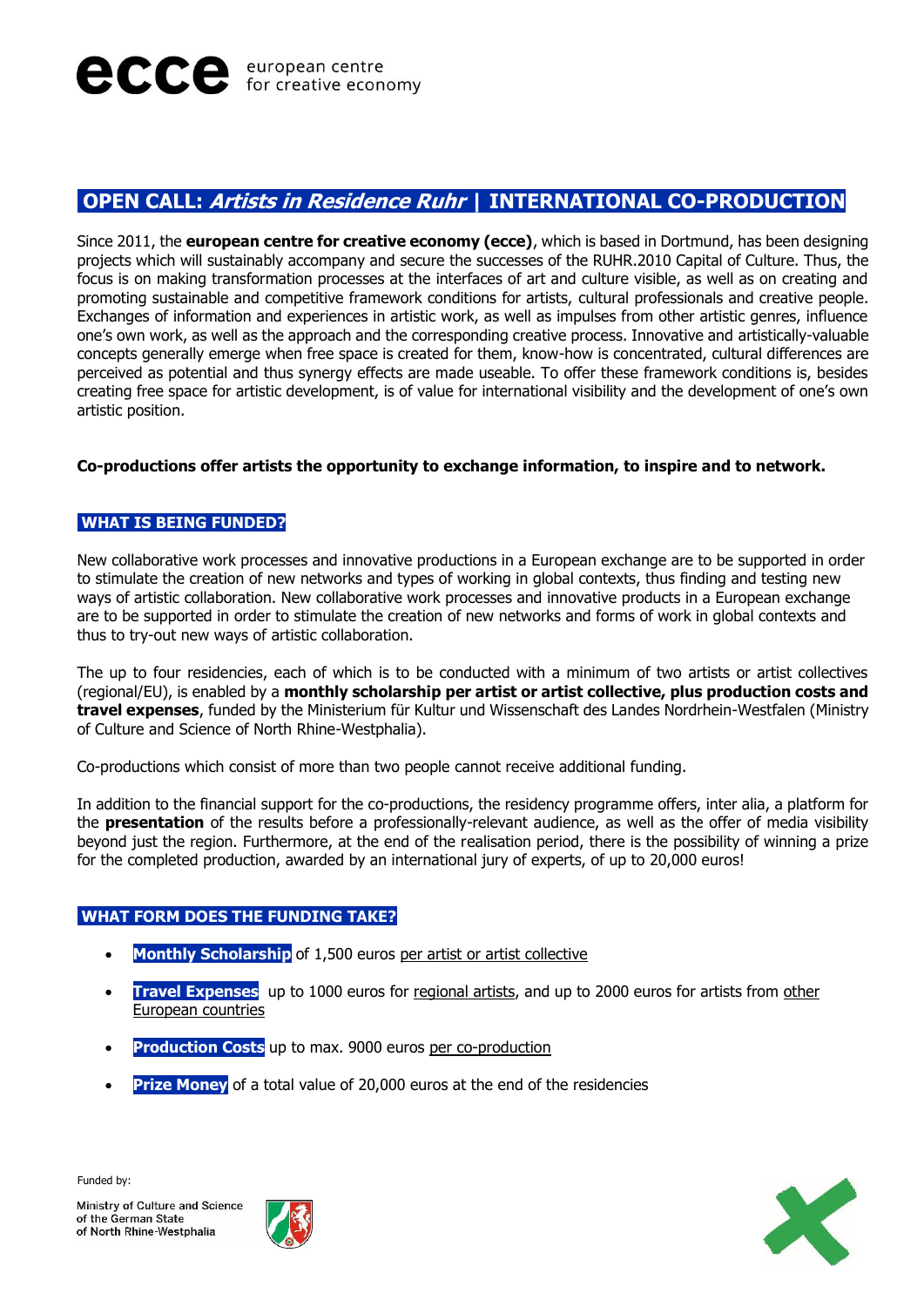ecce european centre for creative economy

## OPEN CALL: *Artists in Residence Ruhr* | INTERNATIONAL CO-PRODUCTION

Since 2011, the **european centre for creative economy (ecce)**, which is based in Dortmund, has been designing projects which will sustainably accompany and secure the successes of the RUHR.2010 Capital of Culture. Thus, the focus is on making transformation processes at the interfaces of art and culture visible, as well as on creating and promoting sustainable and competitive framework conditions for artists, cultural professionals and creative people. Exchanges of information and experiences in artistic work, as well as impulses from other artistic genres, influence one's own work, as well as the approach and the corresponding creative process. Innovative and artistically-valuable concepts generally emerge when free space is created for them, know-how is concentrated, cultural differences are perceived as potential and thus synergy effects are made useable. To offer these framework conditions is, besides creating free space for artistic development, is of value for international visibility and the development of one's own artistic position.

**Co-productions offer artists the opportunity to exchange information, to inspire and to network.**

### WHAT IS BEING FUNDED?

New collaborative work processes and innovative productions in a European exchange are to be supported in order to stimulate the creation of new networks and types of working in global contexts, thus finding and testing new ways of artistic collaboration. New collaborative work processes and innovative products in a European exchange are to be supported in order to stimulate the creation of new networks and forms of work in global contexts and thus to try-out new ways of artistic collaboration.

The up to four residencies, each of which is to be conducted with a minimum of two artists or artist collectives (regional/EU), is enabled by a **monthly scholarship per artist or artist collective, plus production costs and travel expenses**, funded by the Ministerium für Kultur und Wissenschaft des Landes Nordrhein-Westfalen (Ministry of Culture and Science of North Rhine-Westphalia).

Co-productions which consist of more than two people cannot receive additional funding.

In addition to the financial support for the co-productions, the residency programme offers, inter alia, a platform for the **presentation** of the results before a professionally-relevant audience, as well as the offer of media visibility beyond just the region. Furthermore, at the end of the realisation period, there is the possibility of winning a prize for the completed production, awarded by an international jury of experts, of up to 20,000 euros!

### WHAT FORM DOES THE FUNDING TAKE?

- **Monthly Scholarship** of 1,500 euros per artist or artist collective
- **Travel Expenses** up to 1000 euros for regional artists, and up to 2000 euros for artists from other European countries
- **Production Costs** up to max. 9000 euros per co-production
- **Prize Money** of a total value of 20,000 euros at the end of the residencies

Funded by:

Ministry of Culture and Science of the German State of North Rhine-Westphalia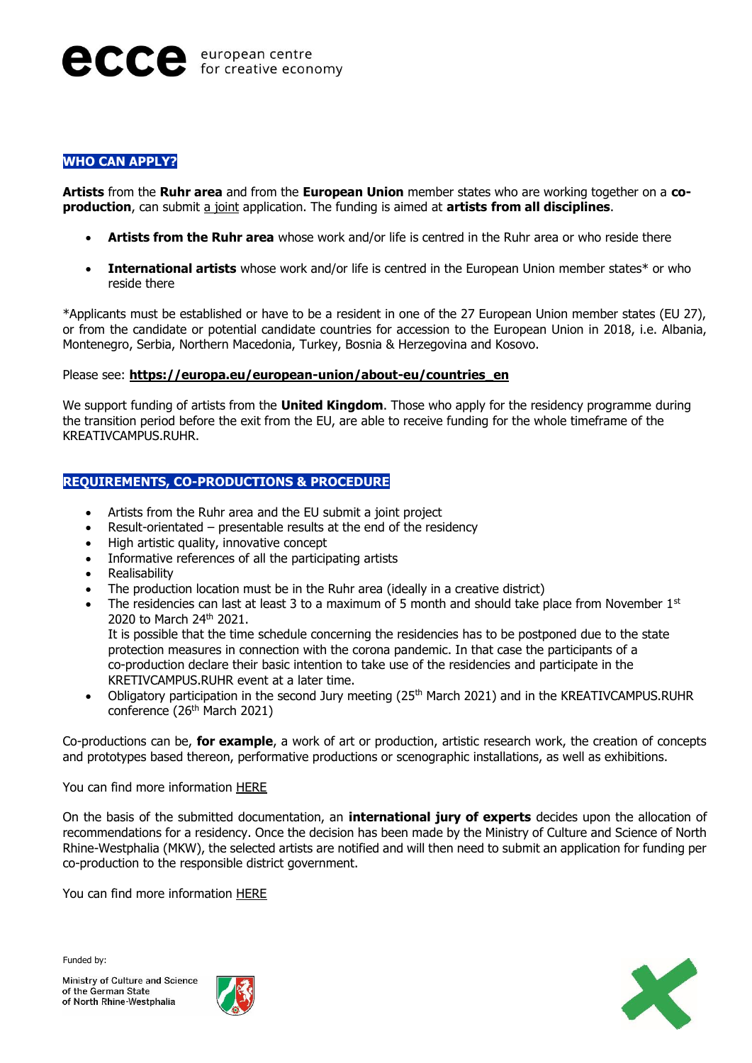## WHO CAN APPLY?

**Artists** from the **Ruhr area** and from the **European Union** member states who are working together on a **co-production**, can submit a joint application. The funding is aimed at **artists from all disciplines**.

- **Artists from the Ruhr area** whose work and/or life is centred in the Ruhr area or who reside there
- **International artists** whose work and/or life is centred in the European Union member states* or who reside there

*Applicants must be established or have to be a resident in one of the 27 European Union member states (EU 27), or from the candidate or potential candidate countries for accession to the European Union in 2018, i.e. Albania, Montenegro, Serbia, Northern Macedonia, Turkey, Bosnia & Herzegovina and Kosovo.

Please see: **https://europa.eu/european-union/about-eu/countries_en**

We support funding of artists from the **United Kingdom**. Those who apply for the residency programme during the transition period before the exit from the EU, are able to receive funding for the whole timeframe of the KREATIVCAMPUS.RUHR.

## REQUIREMENTS, CO-PRODUCTIONS & PROCEDURE

- Artists from the Ruhr area and the EU submit a joint project
- Result-orientated – presentable results at the end of the residency
- High artistic quality, innovative concept
- Informative references of all the participating artists
- Realisability
- The production location must be in the Ruhr area (ideally in a creative district)
- The residencies can last at least 3 to a maximum of 5 month and should take place from November 1st 2020 to March 24th 2021.
  It is possible that the time schedule concerning the residencies has to be postponed due to the state protection measures in connection with the corona pandemic. In that case the participants of a co-production declare their basic intention to take use of the residencies and participate in the KRETIVCAMPUS.RUHR event at a later time.
- Obligatory participation in the second Jury meeting (25th March 2021) and in the KREATIVCAMPUS.RUHR conference (26th March 2021)

Co-productions can be, **for example**, a work of art or production, artistic research work, the creation of concepts and prototypes based thereon, performative productions or scenographic installations, as well as exhibitions.

You can find more information HERE

On the basis of the submitted documentation, an **international jury of experts** decides upon the allocation of recommendations for a residency. Once the decision has been made by the Ministry of Culture and Science of North Rhine-Westphalia (MKW), the selected artists are notified and will then need to submit an application for funding per co-production to the responsible district government.

You can find more information HERE

Funded by:

Ministry of Culture and Science of the German State of North Rhine-Westphalia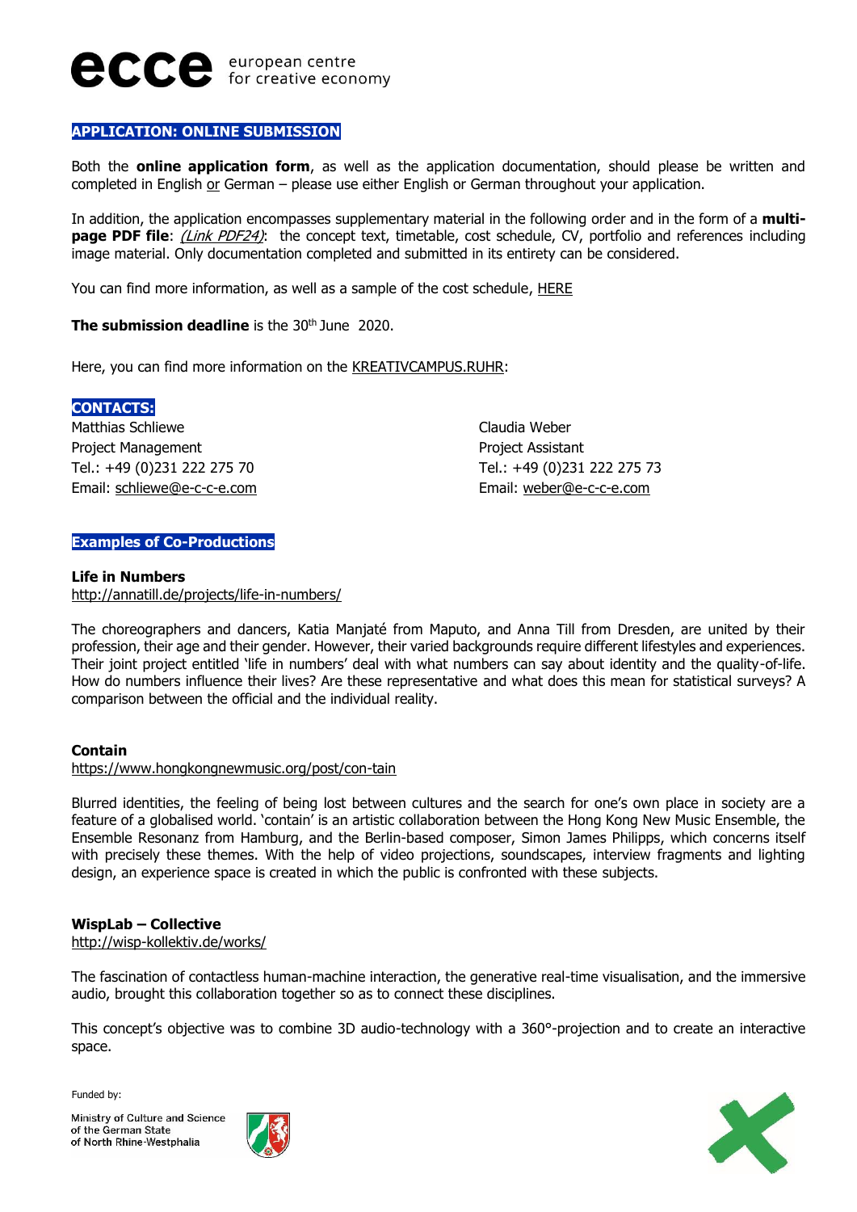**ecce** european centre for creative economy

## APPLICATION: ONLINE SUBMISSION

Both the **online application form**, as well as the application documentation, should please be written and completed in English or German – please use either English or German throughout your application.

In addition, the application encompasses supplementary material in the following order and in the form of a **multi-page PDF file**: *(Link PDF24)*: the concept text, timetable, cost schedule, CV, portfolio and references including image material. Only documentation completed and submitted in its entirety can be considered.

You can find more information, as well as a sample of the cost schedule, HERE

**The submission deadline** is the 30th June 2020.

Here, you can find more information on the KREATIVCAMPUS.RUHR:

## CONTACTS:

Matthias Schliewe
Project Management
Tel.: +49 (0)231 222 275 70
Email: schliewe@e-c-c-e.com

Claudia Weber
Project Assistant
Tel.: +49 (0)231 222 275 73
Email: weber@e-c-c-e.com

## Examples of Co-Productions

**Life in Numbers**
http://annatill.de/projects/life-in-numbers/

The choreographers and dancers, Katia Manjaté from Maputo, and Anna Till from Dresden, are united by their profession, their age and their gender. However, their varied backgrounds require different lifestyles and experiences. Their joint project entitled 'life in numbers' deal with what numbers can say about identity and the quality-of-life. How do numbers influence their lives? Are these representative and what does this mean for statistical surveys? A comparison between the official and the individual reality.

**Contain**
https://www.hongkongnewmusic.org/post/con-tain

Blurred identities, the feeling of being lost between cultures and the search for one's own place in society are a feature of a globalised world. 'contain' is an artistic collaboration between the Hong Kong New Music Ensemble, the Ensemble Resonanz from Hamburg, and the Berlin-based composer, Simon James Philipps, which concerns itself with precisely these themes. With the help of video projections, soundscapes, interview fragments and lighting design, an experience space is created in which the public is confronted with these subjects.

**WispLab – Collective**
http://wisp-kollektiv.de/works/

The fascination of contactless human-machine interaction, the generative real-time visualisation, and the immersive audio, brought this collaboration together so as to connect these disciplines.

This concept's objective was to combine 3D audio-technology with a 360°-projection and to create an interactive space.

Funded by:

Ministry of Culture and Science of the German State of North Rhine-Westphalia